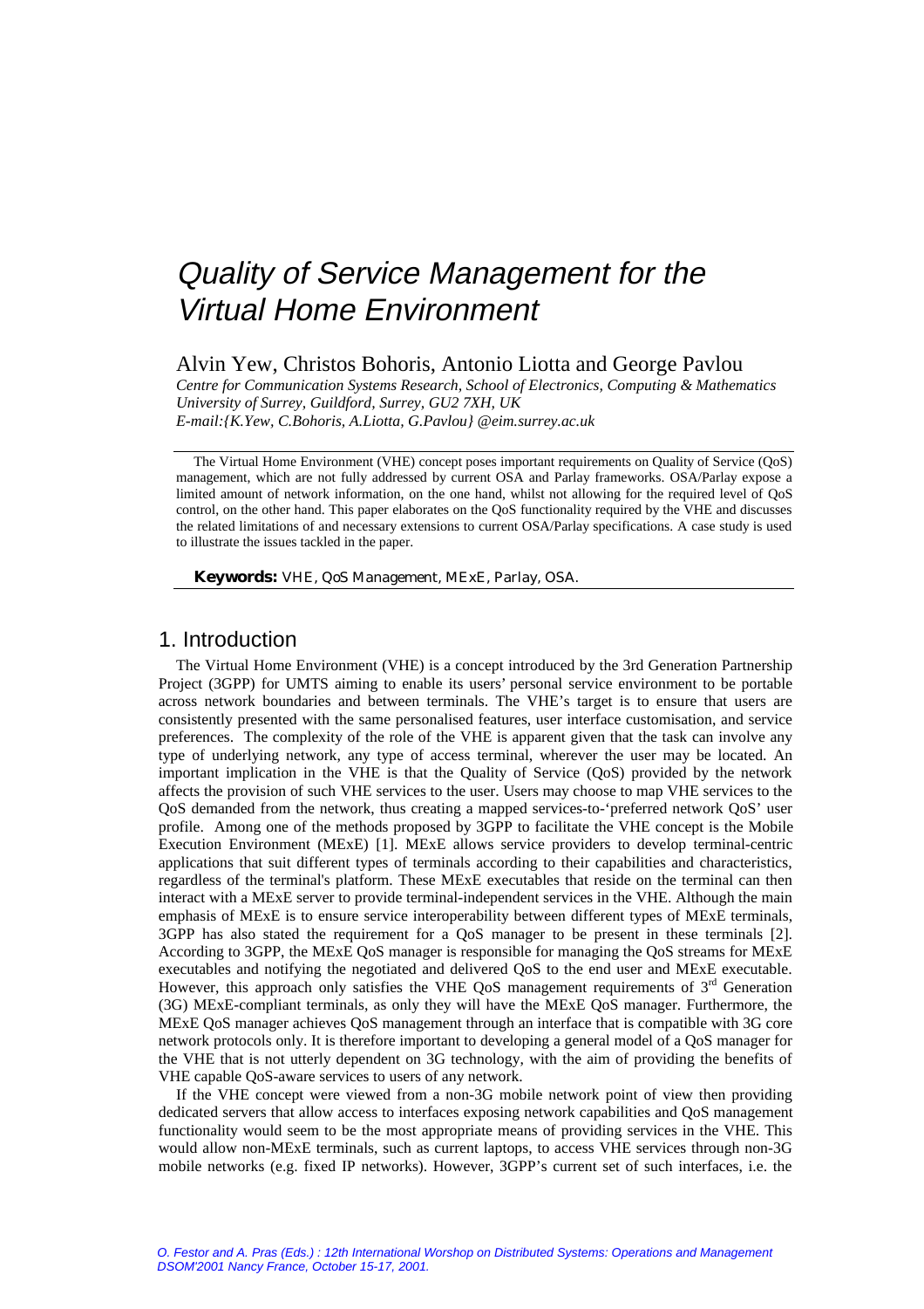# Quality of Service Management for the Virtual Home Environment

Alvin Yew, Christos Bohoris, Antonio Liotta and George Pavlou

*Centre for Communication Systems Research, School of Electronics, Computing & Mathematics*
*University of Surrey, Guildford, Surrey, GU2 7XH, UK*
*E-mail:{K.Yew, C.Bohoris, A.Liotta, G.Pavlou} @eim.surrey.ac.uk*

The Virtual Home Environment (VHE) concept poses important requirements on Quality of Service (QoS) management, which are not fully addressed by current OSA and Parlay frameworks. OSA/Parlay expose a limited amount of network information, on the one hand, whilst not allowing for the required level of QoS control, on the other hand. This paper elaborates on the QoS functionality required by the VHE and discusses the related limitations of and necessary extensions to current OSA/Parlay specifications. A case study is used to illustrate the issues tackled in the paper.

**Keywords:** VHE, QoS Management, MExE, Parlay, OSA.

## 1. Introduction

The Virtual Home Environment (VHE) is a concept introduced by the 3rd Generation Partnership Project (3GPP) for UMTS aiming to enable its users' personal service environment to be portable across network boundaries and between terminals. The VHE's target is to ensure that users are consistently presented with the same personalised features, user interface customisation, and service preferences. The complexity of the role of the VHE is apparent given that the task can involve any type of underlying network, any type of access terminal, wherever the user may be located. An important implication in the VHE is that the Quality of Service (QoS) provided by the network affects the provision of such VHE services to the user. Users may choose to map VHE services to the QoS demanded from the network, thus creating a mapped services-to-'preferred network QoS' user profile. Among one of the methods proposed by 3GPP to facilitate the VHE concept is the Mobile Execution Environment (MExE) [1]. MExE allows service providers to develop terminal-centric applications that suit different types of terminals according to their capabilities and characteristics, regardless of the terminal's platform. These MExE executables that reside on the terminal can then interact with a MExE server to provide terminal-independent services in the VHE. Although the main emphasis of MExE is to ensure service interoperability between different types of MExE terminals, 3GPP has also stated the requirement for a QoS manager to be present in these terminals [2]. According to 3GPP, the MExE QoS manager is responsible for managing the QoS streams for MExE executables and notifying the negotiated and delivered QoS to the end user and MExE executable. However, this approach only satisfies the VHE QoS management requirements of 3rd Generation (3G) MExE-compliant terminals, as only they will have the MExE QoS manager. Furthermore, the MExE QoS manager achieves QoS management through an interface that is compatible with 3G core network protocols only. It is therefore important to developing a general model of a QoS manager for the VHE that is not utterly dependent on 3G technology, with the aim of providing the benefits of VHE capable QoS-aware services to users of any network.

If the VHE concept were viewed from a non-3G mobile network point of view then providing dedicated servers that allow access to interfaces exposing network capabilities and QoS management functionality would seem to be the most appropriate means of providing services in the VHE. This would allow non-MExE terminals, such as current laptops, to access VHE services through non-3G mobile networks (e.g. fixed IP networks). However, 3GPP's current set of such interfaces, i.e. the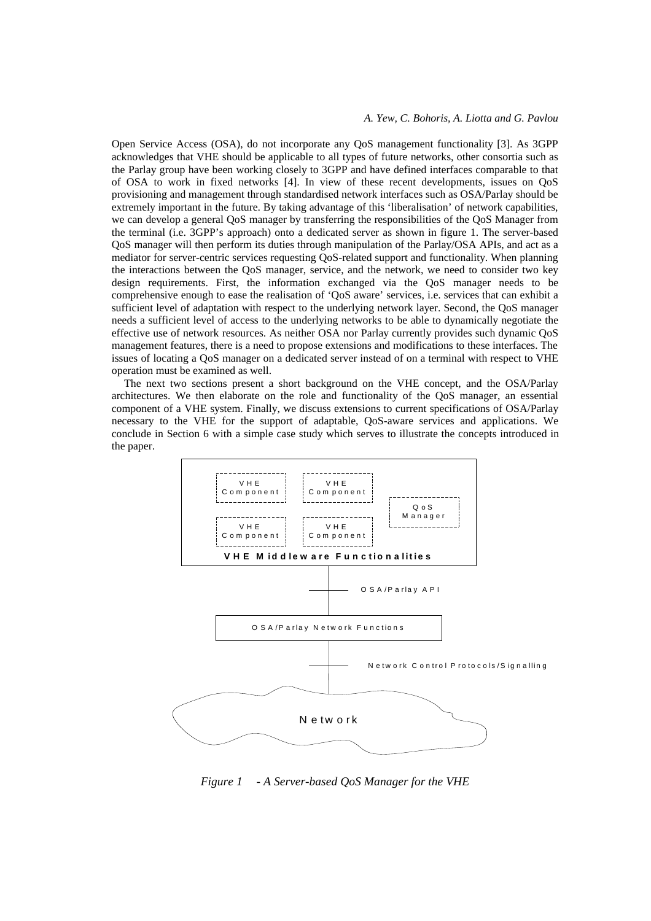Open Service Access (OSA), do not incorporate any QoS management functionality [3]. As 3GPP acknowledges that VHE should be applicable to all types of future networks, other consortia such as the Parlay group have been working closely to 3GPP and have defined interfaces comparable to that of OSA to work in fixed networks [4]. In view of these recent developments, issues on QoS provisioning and management through standardised network interfaces such as OSA/Parlay should be extremely important in the future. By taking advantage of this 'liberalisation' of network capabilities, we can develop a general QoS manager by transferring the responsibilities of the QoS Manager from the terminal (i.e. 3GPP's approach) onto a dedicated server as shown in figure 1. The server-based QoS manager will then perform its duties through manipulation of the Parlay/OSA APIs, and act as a mediator for server-centric services requesting QoS-related support and functionality. When planning the interactions between the QoS manager, service, and the network, we need to consider two key design requirements. First, the information exchanged via the QoS manager needs to be comprehensive enough to ease the realisation of 'QoS aware' services, i.e. services that can exhibit a sufficient level of adaptation with respect to the underlying network layer. Second, the QoS manager needs a sufficient level of access to the underlying networks to be able to dynamically negotiate the effective use of network resources. As neither OSA nor Parlay currently provides such dynamic QoS management features, there is a need to propose extensions and modifications to these interfaces. The issues of locating a QoS manager on a dedicated server instead of on a terminal with respect to VHE operation must be examined as well.

The next two sections present a short background on the VHE concept, and the OSA/Parlay architectures. We then elaborate on the role and functionality of the QoS manager, an essential component of a VHE system. Finally, we discuss extensions to current specifications of OSA/Parlay necessary to the VHE for the support of adaptable, QoS-aware services and applications. We conclude in Section 6 with a simple case study which serves to illustrate the concepts introduced in the paper.

VHE Component | VHE Component | QoS Manager | VHE Component | VHE Component

VHE Middleware Functionalities

OSA/Parlay API

OSA/Parlay Network Functions

Network Control Protocols/Signalling

Network

*Figure 1 - A Server-based QoS Manager for the VHE*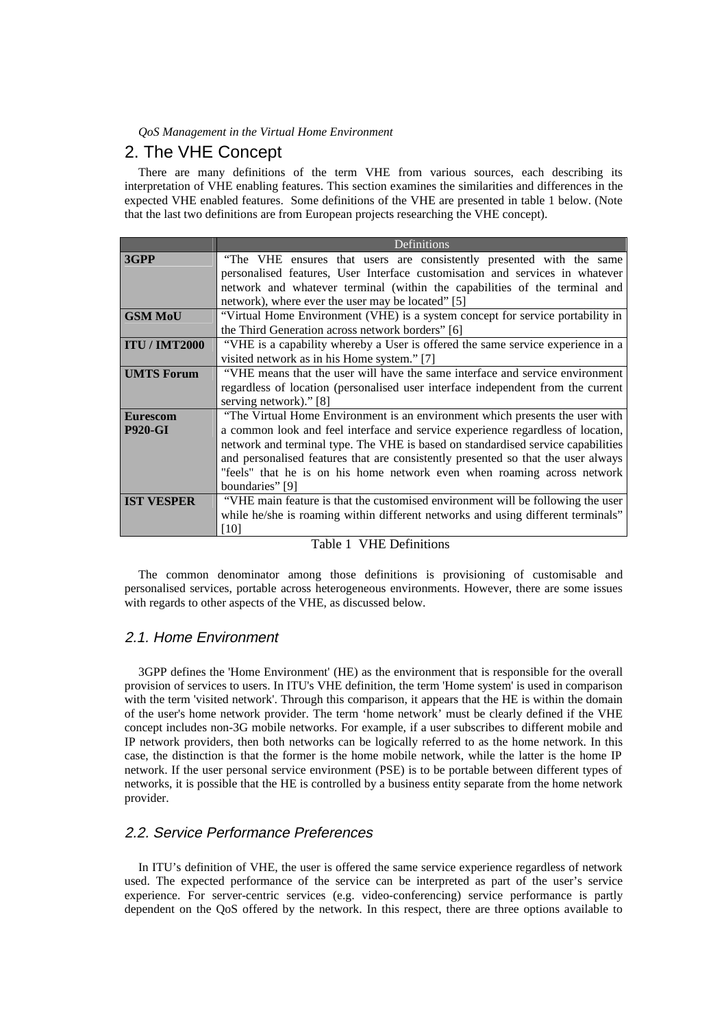## 2. The VHE Concept

There are many definitions of the term VHE from various sources, each describing its interpretation of VHE enabling features. This section examines the similarities and differences in the expected VHE enabled features. Some definitions of the VHE are presented in table 1 below. (Note that the last two definitions are from European projects researching the VHE concept).

| | Definitions |
|---|---|
| **3GPP** | "The VHE ensures that users are consistently presented with the same personalised features, User Interface customisation and services in whatever network and whatever terminal (within the capabilities of the terminal and network), where ever the user may be located" [5] |
| **GSM MoU** | "Virtual Home Environment (VHE) is a system concept for service portability in the Third Generation across network borders" [6] |
| **ITU / IMT2000** | "VHE is a capability whereby a User is offered the same service experience in a visited network as in his Home system." [7] |
| **UMTS Forum** | "VHE means that the user will have the same interface and service environment regardless of location (personalised user interface independent from the current serving network)." [8] |
| **Eurescom P920-GI** | "The Virtual Home Environment is an environment which presents the user with a common look and feel interface and service experience regardless of location, network and terminal type. The VHE is based on standardised service capabilities and personalised features that are consistently presented so that the user always "feels" that he is on his home network even when roaming across network boundaries" [9] |
| **IST VESPER** | "VHE main feature is that the customised environment will be following the user while he/she is roaming within different networks and using different terminals" [10] |

Table 1 VHE Definitions

The common denominator among those definitions is provisioning of customisable and personalised services, portable across heterogeneous environments. However, there are some issues with regards to other aspects of the VHE, as discussed below.

### *2.1. Home Environment*

3GPP defines the 'Home Environment' (HE) as the environment that is responsible for the overall provision of services to users. In ITU's VHE definition, the term 'Home system' is used in comparison with the term 'visited network'. Through this comparison, it appears that the HE is within the domain of the user's home network provider. The term 'home network' must be clearly defined if the VHE concept includes non-3G mobile networks. For example, if a user subscribes to different mobile and IP network providers, then both networks can be logically referred to as the home network. In this case, the distinction is that the former is the home mobile network, while the latter is the home IP network. If the user personal service environment (PSE) is to be portable between different types of networks, it is possible that the HE is controlled by a business entity separate from the home network provider.

### *2.2. Service Performance Preferences*

In ITU's definition of VHE, the user is offered the same service experience regardless of network used. The expected performance of the service can be interpreted as part of the user's service experience. For server-centric services (e.g. video-conferencing) service performance is partly dependent on the QoS offered by the network. In this respect, there are three options available to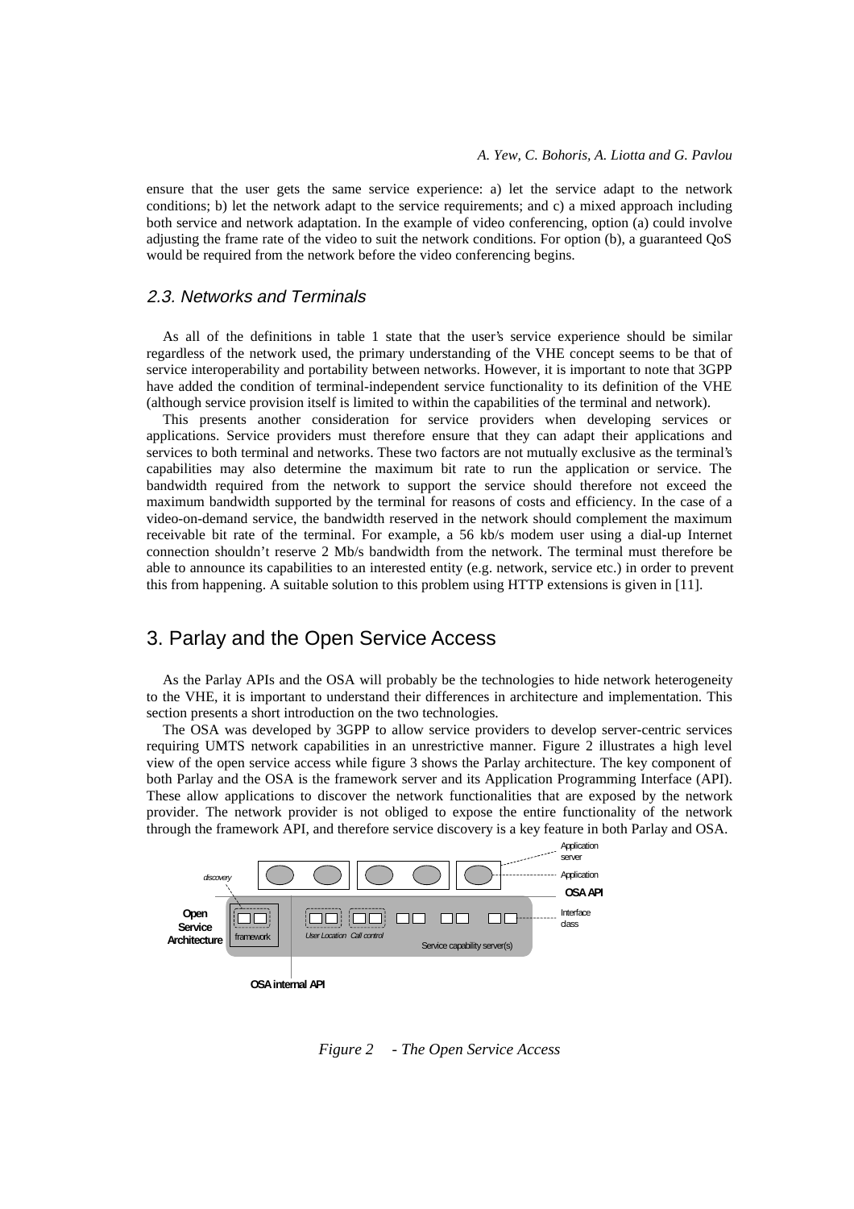ensure that the user gets the same service experience: a) let the service adapt to the network conditions; b) let the network adapt to the service requirements; and c) a mixed approach including both service and network adaptation. In the example of video conferencing, option (a) could involve adjusting the frame rate of the video to suit the network conditions. For option (b), a guaranteed QoS would be required from the network before the video conferencing begins.

### 2.3. Networks and Terminals

As all of the definitions in table 1 state that the user's service experience should be similar regardless of the network used, the primary understanding of the VHE concept seems to be that of service interoperability and portability between networks. However, it is important to note that 3GPP have added the condition of terminal-independent service functionality to its definition of the VHE (although service provision itself is limited to within the capabilities of the terminal and network).

This presents another consideration for service providers when developing services or applications. Service providers must therefore ensure that they can adapt their applications and services to both terminal and networks. These two factors are not mutually exclusive as the terminal's capabilities may also determine the maximum bit rate to run the application or service. The bandwidth required from the network to support the service should therefore not exceed the maximum bandwidth supported by the terminal for reasons of costs and efficiency. In the case of a video-on-demand service, the bandwidth reserved in the network should complement the maximum receivable bit rate of the terminal. For example, a 56 kb/s modem user using a dial-up Internet connection shouldn't reserve 2 Mb/s bandwidth from the network. The terminal must therefore be able to announce its capabilities to an interested entity (e.g. network, service etc.) in order to prevent this from happening. A suitable solution to this problem using HTTP extensions is given in [11].

## 3. Parlay and the Open Service Access

As the Parlay APIs and the OSA will probably be the technologies to hide network heterogeneity to the VHE, it is important to understand their differences in architecture and implementation. This section presents a short introduction on the two technologies.

The OSA was developed by 3GPP to allow service providers to develop server-centric services requiring UMTS network capabilities in an unrestrictive manner. Figure 2 illustrates a high level view of the open service access while figure 3 shows the Parlay architecture. The key component of both Parlay and the OSA is the framework server and its Application Programming Interface (API). These allow applications to discover the network functionalities that are exposed by the network provider. The network provider is not obliged to expose the entire functionality of the network through the framework API, and therefore service discovery is a key feature in both Parlay and OSA.

*Figure 2 - The Open Service Access*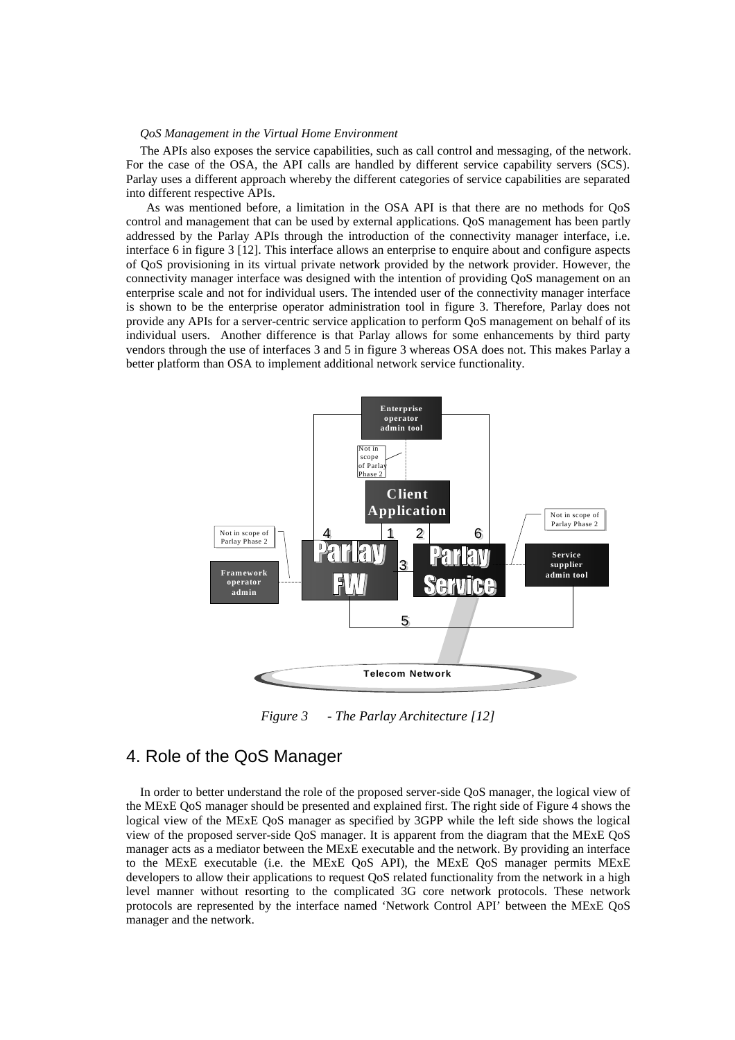*QoS Management in the Virtual Home Environment*

The APIs also exposes the service capabilities, such as call control and messaging, of the network. For the case of the OSA, the API calls are handled by different service capability servers (SCS). Parlay uses a different approach whereby the different categories of service capabilities are separated into different respective APIs.

As was mentioned before, a limitation in the OSA API is that there are no methods for QoS control and management that can be used by external applications. QoS management has been partly addressed by the Parlay APIs through the introduction of the connectivity manager interface, i.e. interface 6 in figure 3 [12]. This interface allows an enterprise to enquire about and configure aspects of QoS provisioning in its virtual private network provided by the network provider. However, the connectivity manager interface was designed with the intention of providing QoS management on an enterprise scale and not for individual users. The intended user of the connectivity manager interface is shown to be the enterprise operator administration tool in figure 3. Therefore, Parlay does not provide any APIs for a server-centric service application to perform QoS management on behalf of its individual users. Another difference is that Parlay allows for some enhancements by third party vendors through the use of interfaces 3 and 5 in figure 3 whereas OSA does not. This makes Parlay a better platform than OSA to implement additional network service functionality.

*Figure 3 - The Parlay Architecture [12]*

## 4. Role of the QoS Manager

In order to better understand the role of the proposed server-side QoS manager, the logical view of the MExE QoS manager should be presented and explained first. The right side of Figure 4 shows the logical view of the MExE QoS manager as specified by 3GPP while the left side shows the logical view of the proposed server-side QoS manager. It is apparent from the diagram that the MExE QoS manager acts as a mediator between the MExE executable and the network. By providing an interface to the MExE executable (i.e. the MExE QoS API), the MExE QoS manager permits MExE developers to allow their applications to request QoS related functionality from the network in a high level manner without resorting to the complicated 3G core network protocols. These network protocols are represented by the interface named 'Network Control API' between the MExE QoS manager and the network.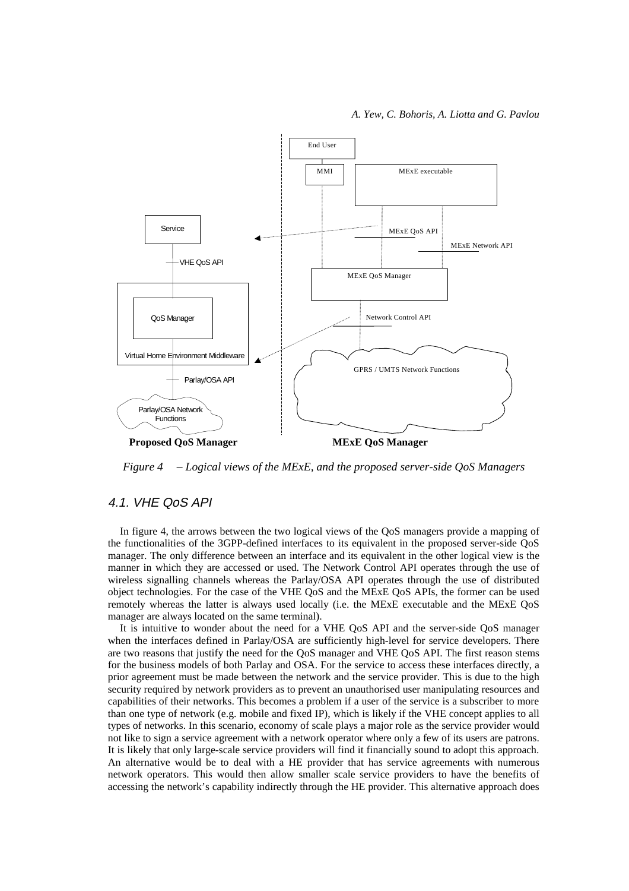*Figure 4 – Logical views of the MExE, and the proposed server-side QoS Managers*

## 4.1. VHE QoS API

In figure 4, the arrows between the two logical views of the QoS managers provide a mapping of the functionalities of the 3GPP-defined interfaces to its equivalent in the proposed server-side QoS manager. The only difference between an interface and its equivalent in the other logical view is the manner in which they are accessed or used. The Network Control API operates through the use of wireless signalling channels whereas the Parlay/OSA API operates through the use of distributed object technologies. For the case of the VHE QoS and the MExE QoS APIs, the former can be used remotely whereas the latter is always used locally (i.e. the MExE executable and the MExE QoS manager are always located on the same terminal).

It is intuitive to wonder about the need for a VHE QoS API and the server-side QoS manager when the interfaces defined in Parlay/OSA are sufficiently high-level for service developers. There are two reasons that justify the need for the QoS manager and VHE QoS API. The first reason stems for the business models of both Parlay and OSA. For the service to access these interfaces directly, a prior agreement must be made between the network and the service provider. This is due to the high security required by network providers as to prevent an unauthorised user manipulating resources and capabilities of their networks. This becomes a problem if a user of the service is a subscriber to more than one type of network (e.g. mobile and fixed IP), which is likely if the VHE concept applies to all types of networks. In this scenario, economy of scale plays a major role as the service provider would not like to sign a service agreement with a network operator where only a few of its users are patrons. It is likely that only large-scale service providers will find it financially sound to adopt this approach. An alternative would be to deal with a HE provider that has service agreements with numerous network operators. This would then allow smaller scale service providers to have the benefits of accessing the network's capability indirectly through the HE provider. This alternative approach does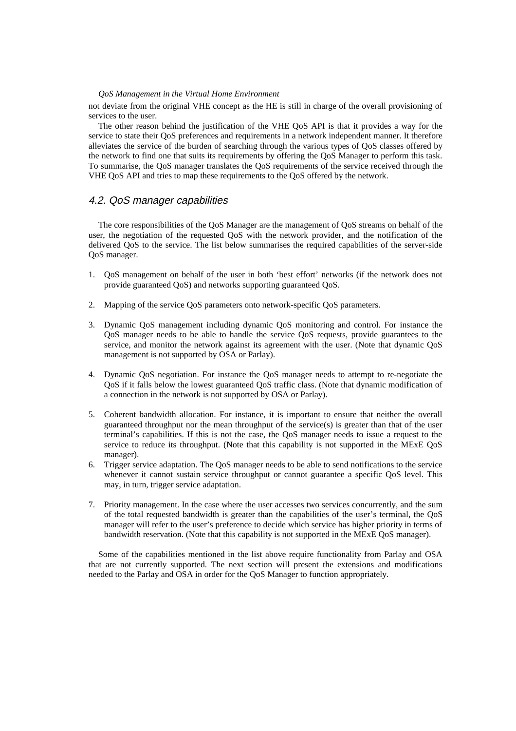not deviate from the original VHE concept as the HE is still in charge of the overall provisioning of services to the user.

The other reason behind the justification of the VHE QoS API is that it provides a way for the service to state their QoS preferences and requirements in a network independent manner. It therefore alleviates the service of the burden of searching through the various types of QoS classes offered by the network to find one that suits its requirements by offering the QoS Manager to perform this task. To summarise, the QoS manager translates the QoS requirements of the service received through the VHE QoS API and tries to map these requirements to the QoS offered by the network.

### 4.2. QoS manager capabilities

The core responsibilities of the QoS Manager are the management of QoS streams on behalf of the user, the negotiation of the requested QoS with the network provider, and the notification of the delivered QoS to the service. The list below summarises the required capabilities of the server-side QoS manager.

1. QoS management on behalf of the user in both 'best effort' networks (if the network does not provide guaranteed QoS) and networks supporting guaranteed QoS.

2. Mapping of the service QoS parameters onto network-specific QoS parameters.

3. Dynamic QoS management including dynamic QoS monitoring and control. For instance the QoS manager needs to be able to handle the service QoS requests, provide guarantees to the service, and monitor the network against its agreement with the user. (Note that dynamic QoS management is not supported by OSA or Parlay).

4. Dynamic QoS negotiation. For instance the QoS manager needs to attempt to re-negotiate the QoS if it falls below the lowest guaranteed QoS traffic class. (Note that dynamic modification of a connection in the network is not supported by OSA or Parlay).

5. Coherent bandwidth allocation. For instance, it is important to ensure that neither the overall guaranteed throughput nor the mean throughput of the service(s) is greater than that of the user terminal's capabilities. If this is not the case, the QoS manager needs to issue a request to the service to reduce its throughput. (Note that this capability is not supported in the MExE QoS manager).
6. Trigger service adaptation. The QoS manager needs to be able to send notifications to the service whenever it cannot sustain service throughput or cannot guarantee a specific QoS level. This may, in turn, trigger service adaptation.

7. Priority management. In the case where the user accesses two services concurrently, and the sum of the total requested bandwidth is greater than the capabilities of the user's terminal, the QoS manager will refer to the user's preference to decide which service has higher priority in terms of bandwidth reservation. (Note that this capability is not supported in the MExE QoS manager).

Some of the capabilities mentioned in the list above require functionality from Parlay and OSA that are not currently supported. The next section will present the extensions and modifications needed to the Parlay and OSA in order for the QoS Manager to function appropriately.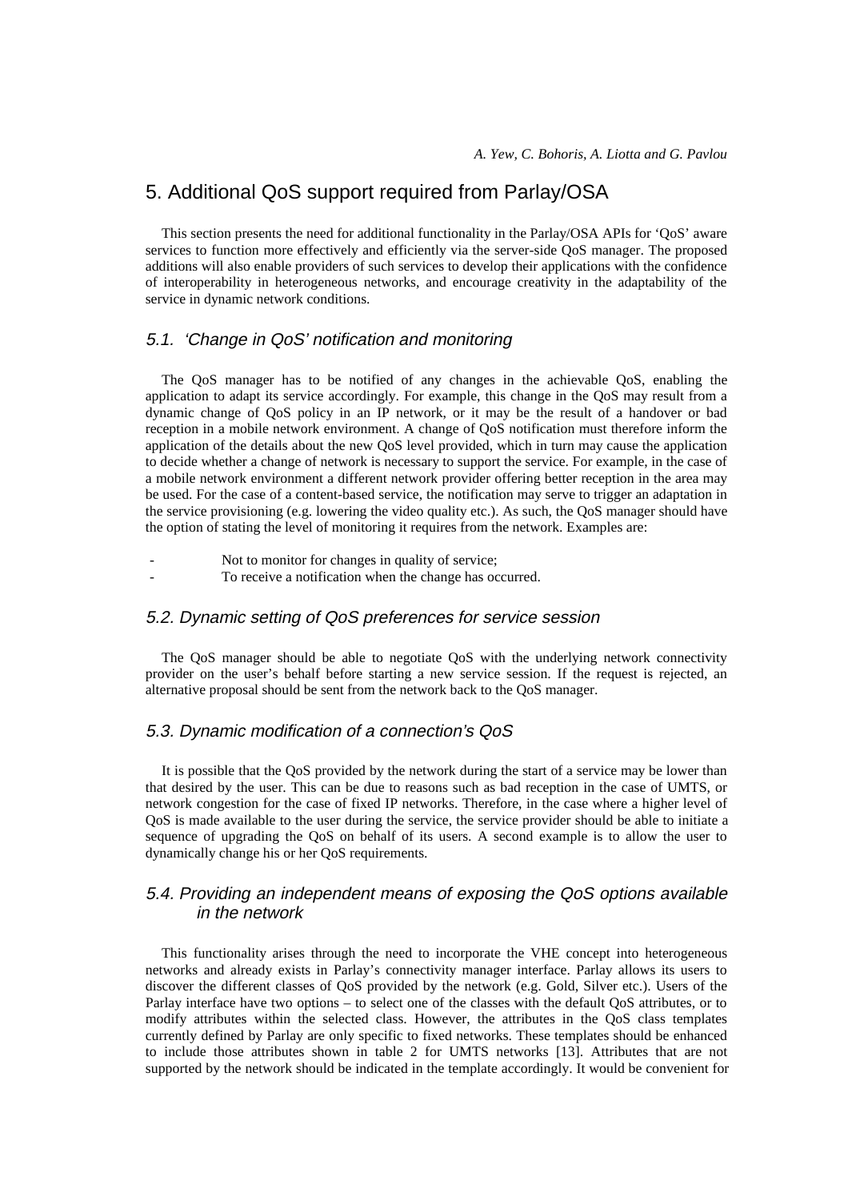## 5. Additional QoS support required from Parlay/OSA

This section presents the need for additional functionality in the Parlay/OSA APIs for 'QoS' aware services to function more effectively and efficiently via the server-side QoS manager. The proposed additions will also enable providers of such services to develop their applications with the confidence of interoperability in heterogeneous networks, and encourage creativity in the adaptability of the service in dynamic network conditions.

### *5.1. 'Change in QoS' notification and monitoring*

The QoS manager has to be notified of any changes in the achievable QoS, enabling the application to adapt its service accordingly. For example, this change in the QoS may result from a dynamic change of QoS policy in an IP network, or it may be the result of a handover or bad reception in a mobile network environment. A change of QoS notification must therefore inform the application of the details about the new QoS level provided, which in turn may cause the application to decide whether a change of network is necessary to support the service. For example, in the case of a mobile network environment a different network provider offering better reception in the area may be used. For the case of a content-based service, the notification may serve to trigger an adaptation in the service provisioning (e.g. lowering the video quality etc.). As such, the QoS manager should have the option of stating the level of monitoring it requires from the network. Examples are:

- Not to monitor for changes in quality of service;
- To receive a notification when the change has occurred.

### *5.2. Dynamic setting of QoS preferences for service session*

The QoS manager should be able to negotiate QoS with the underlying network connectivity provider on the user's behalf before starting a new service session. If the request is rejected, an alternative proposal should be sent from the network back to the QoS manager.

### *5.3. Dynamic modification of a connection's QoS*

It is possible that the QoS provided by the network during the start of a service may be lower than that desired by the user. This can be due to reasons such as bad reception in the case of UMTS, or network congestion for the case of fixed IP networks. Therefore, in the case where a higher level of QoS is made available to the user during the service, the service provider should be able to initiate a sequence of upgrading the QoS on behalf of its users. A second example is to allow the user to dynamically change his or her QoS requirements.

### *5.4. Providing an independent means of exposing the QoS options available in the network*

This functionality arises through the need to incorporate the VHE concept into heterogeneous networks and already exists in Parlay's connectivity manager interface. Parlay allows its users to discover the different classes of QoS provided by the network (e.g. Gold, Silver etc.). Users of the Parlay interface have two options – to select one of the classes with the default QoS attributes, or to modify attributes within the selected class. However, the attributes in the QoS class templates currently defined by Parlay are only specific to fixed networks. These templates should be enhanced to include those attributes shown in table 2 for UMTS networks [13]. Attributes that are not supported by the network should be indicated in the template accordingly. It would be convenient for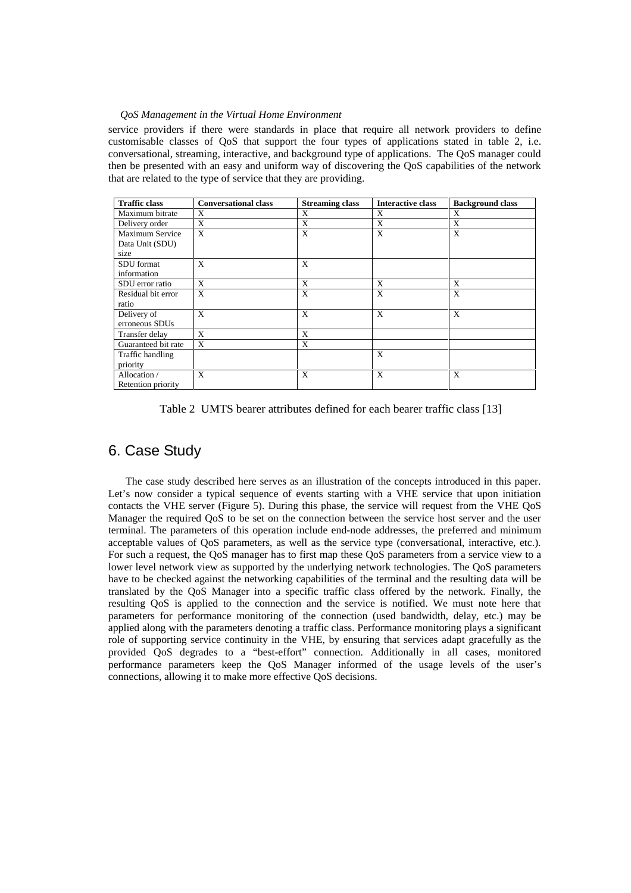service providers if there were standards in place that require all network providers to define customisable classes of QoS that support the four types of applications stated in table 2, i.e. conversational, streaming, interactive, and background type of applications. The QoS manager could then be presented with an easy and uniform way of discovering the QoS capabilities of the network that are related to the type of service that they are providing.

| Traffic class | Conversational class | Streaming class | Interactive class | Background class |
|---|---|---|---|---|
| Maximum bitrate | X | X | X | X |
| Delivery order | X | X | X | X |
| Maximum Service Data Unit (SDU) size | X | X | X | X |
| SDU format information | X | X | | |
| SDU error ratio | X | X | X | X |
| Residual bit error ratio | X | X | X | X |
| Delivery of erroneous SDUs | X | X | X | X |
| Transfer delay | X | X | | |
| Guaranteed bit rate | X | X | | |
| Traffic handling priority | | | X | |
| Allocation / Retention priority | X | X | X | X |

Table 2 UMTS bearer attributes defined for each bearer traffic class [13]

## 6. Case Study

The case study described here serves as an illustration of the concepts introduced in this paper. Let's now consider a typical sequence of events starting with a VHE service that upon initiation contacts the VHE server (Figure 5). During this phase, the service will request from the VHE QoS Manager the required QoS to be set on the connection between the service host server and the user terminal. The parameters of this operation include end-node addresses, the preferred and minimum acceptable values of QoS parameters, as well as the service type (conversational, interactive, etc.). For such a request, the QoS manager has to first map these QoS parameters from a service view to a lower level network view as supported by the underlying network technologies. The QoS parameters have to be checked against the networking capabilities of the terminal and the resulting data will be translated by the QoS Manager into a specific traffic class offered by the network. Finally, the resulting QoS is applied to the connection and the service is notified. We must note here that parameters for performance monitoring of the connection (used bandwidth, delay, etc.) may be applied along with the parameters denoting a traffic class. Performance monitoring plays a significant role of supporting service continuity in the VHE, by ensuring that services adapt gracefully as the provided QoS degrades to a "best-effort" connection. Additionally in all cases, monitored performance parameters keep the QoS Manager informed of the usage levels of the user's connections, allowing it to make more effective QoS decisions.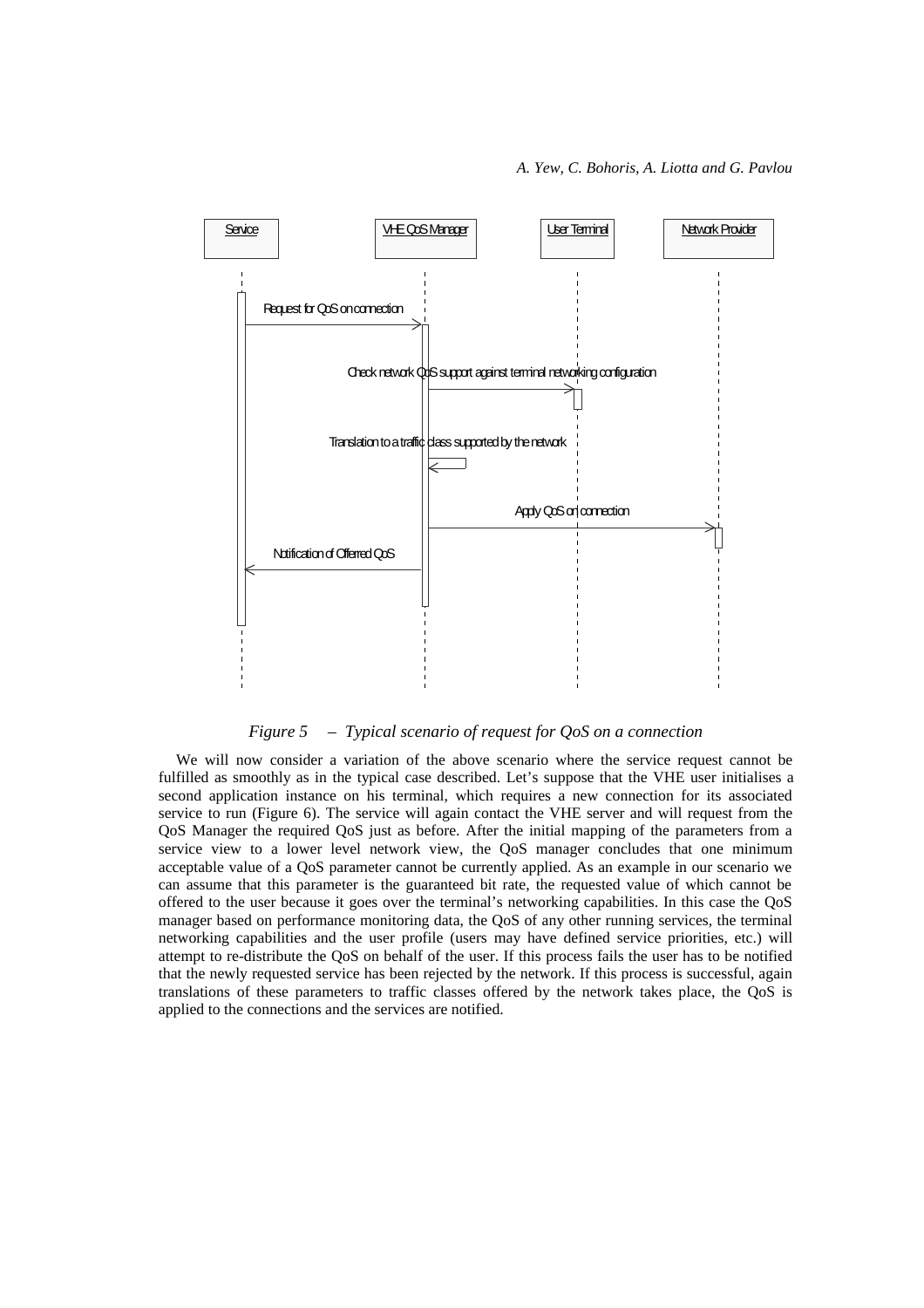*Figure 5 – Typical scenario of request for QoS on a connection*

We will now consider a variation of the above scenario where the service request cannot be fulfilled as smoothly as in the typical case described. Let's suppose that the VHE user initialises a second application instance on his terminal, which requires a new connection for its associated service to run (Figure 6). The service will again contact the VHE server and will request from the QoS Manager the required QoS just as before. After the initial mapping of the parameters from a service view to a lower level network view, the QoS manager concludes that one minimum acceptable value of a QoS parameter cannot be currently applied. As an example in our scenario we can assume that this parameter is the guaranteed bit rate, the requested value of which cannot be offered to the user because it goes over the terminal's networking capabilities. In this case the QoS manager based on performance monitoring data, the QoS of any other running services, the terminal networking capabilities and the user profile (users may have defined service priorities, etc.) will attempt to re-distribute the QoS on behalf of the user. If this process fails the user has to be notified that the newly requested service has been rejected by the network. If this process is successful, again translations of these parameters to traffic classes offered by the network takes place, the QoS is applied to the connections and the services are notified.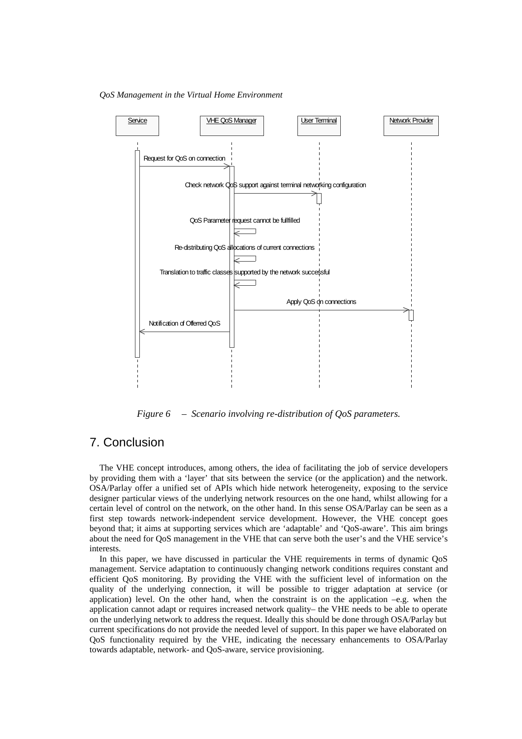Figure 6 – Scenario involving re-distribution of QoS parameters.

## 7. Conclusion

The VHE concept introduces, among others, the idea of facilitating the job of service developers by providing them with a 'layer' that sits between the service (or the application) and the network. OSA/Parlay offer a unified set of APIs which hide network heterogeneity, exposing to the service designer particular views of the underlying network resources on the one hand, whilst allowing for a certain level of control on the network, on the other hand. In this sense OSA/Parlay can be seen as a first step towards network-independent service development. However, the VHE concept goes beyond that; it aims at supporting services which are 'adaptable' and 'QoS-aware'. This aim brings about the need for QoS management in the VHE that can serve both the user's and the VHE service's interests.

In this paper, we have discussed in particular the VHE requirements in terms of dynamic QoS management. Service adaptation to continuously changing network conditions requires constant and efficient QoS monitoring. By providing the VHE with the sufficient level of information on the quality of the underlying connection, it will be possible to trigger adaptation at service (or application) level. On the other hand, when the constraint is on the application –e.g. when the application cannot adapt or requires increased network quality– the VHE needs to be able to operate on the underlying network to address the request. Ideally this should be done through OSA/Parlay but current specifications do not provide the needed level of support. In this paper we have elaborated on QoS functionality required by the VHE, indicating the necessary enhancements to OSA/Parlay towards adaptable, network- and QoS-aware, service provisioning.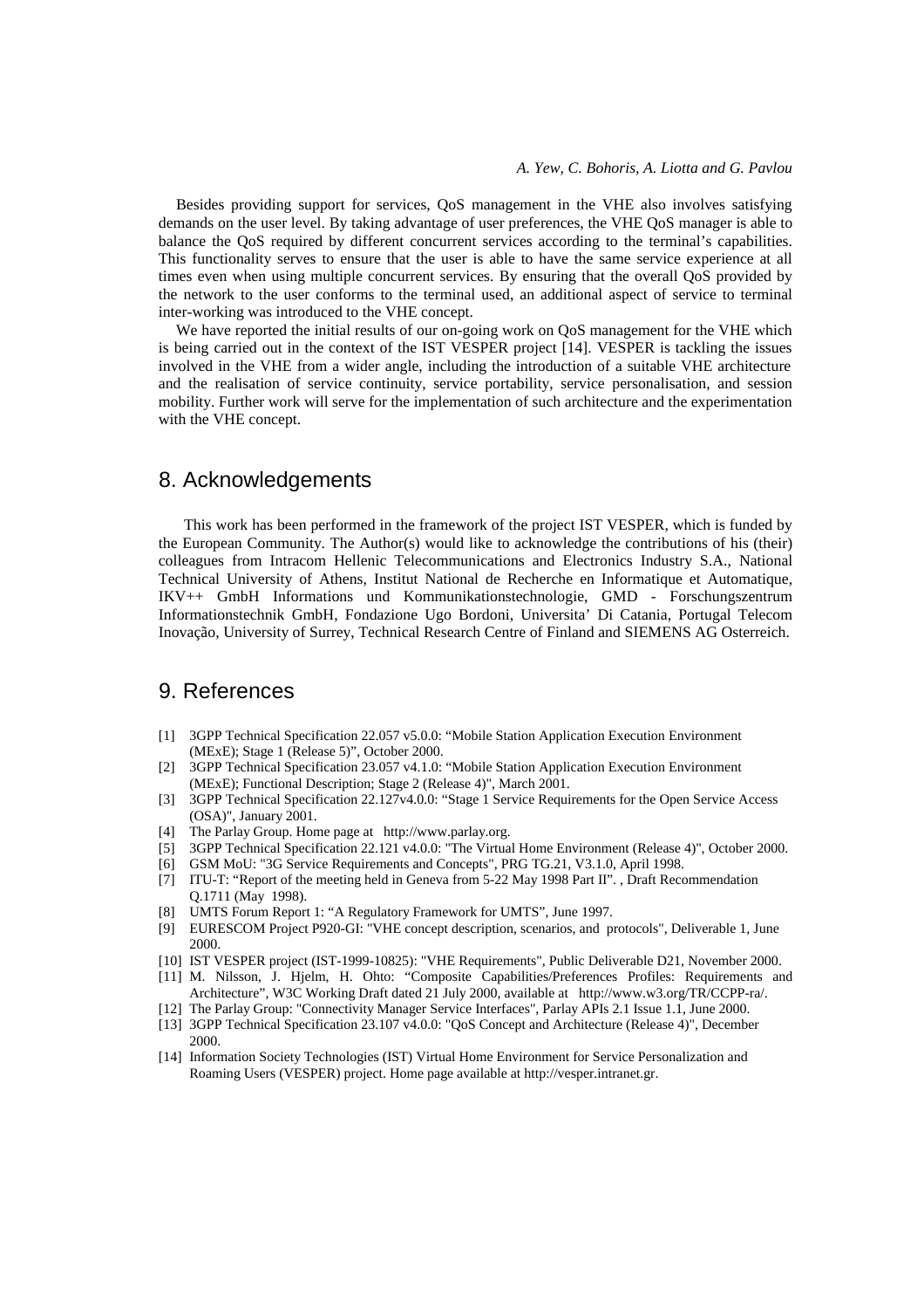Besides providing support for services, QoS management in the VHE also involves satisfying demands on the user level. By taking advantage of user preferences, the VHE QoS manager is able to balance the QoS required by different concurrent services according to the terminal's capabilities. This functionality serves to ensure that the user is able to have the same service experience at all times even when using multiple concurrent services. By ensuring that the overall QoS provided by the network to the user conforms to the terminal used, an additional aspect of service to terminal inter-working was introduced to the VHE concept.

We have reported the initial results of our on-going work on QoS management for the VHE which is being carried out in the context of the IST VESPER project [14]. VESPER is tackling the issues involved in the VHE from a wider angle, including the introduction of a suitable VHE architecture and the realisation of service continuity, service portability, service personalisation, and session mobility. Further work will serve for the implementation of such architecture and the experimentation with the VHE concept.

# 8. Acknowledgements

This work has been performed in the framework of the project IST VESPER, which is funded by the European Community. The Author(s) would like to acknowledge the contributions of his (their) colleagues from Intracom Hellenic Telecommunications and Electronics Industry S.A., National Technical University of Athens, Institut National de Recherche en Informatique et Automatique, IKV++ GmbH Informations und Kommunikationstechnologie, GMD - Forschungszentrum Informationstechnik GmbH, Fondazione Ugo Bordoni, Universita' Di Catania, Portugal Telecom Inovação, University of Surrey, Technical Research Centre of Finland and SIEMENS AG Osterreich.

# 9. References

[1] 3GPP Technical Specification 22.057 v5.0.0: "Mobile Station Application Execution Environment (MExE); Stage 1 (Release 5)", October 2000.

[2] 3GPP Technical Specification 23.057 v4.1.0: "Mobile Station Application Execution Environment (MExE); Functional Description; Stage 2 (Release 4)", March 2001.

[3] 3GPP Technical Specification 22.127v4.0.0: "Stage 1 Service Requirements for the Open Service Access (OSA)", January 2001.

[4] The Parlay Group. Home page at http://www.parlay.org.

[5] 3GPP Technical Specification 22.121 v4.0.0: "The Virtual Home Environment (Release 4)", October 2000.

[6] GSM MoU: "3G Service Requirements and Concepts", PRG TG.21, V3.1.0, April 1998.

[7] ITU-T: "Report of the meeting held in Geneva from 5-22 May 1998 Part II". , Draft Recommendation Q.1711 (May 1998).

[8] UMTS Forum Report 1: "A Regulatory Framework for UMTS", June 1997.

[9] EURESCOM Project P920-GI: "VHE concept description, scenarios, and protocols", Deliverable 1, June 2000.

[10] IST VESPER project (IST-1999-10825): "VHE Requirements", Public Deliverable D21, November 2000.

[11] M. Nilsson, J. Hjelm, H. Ohto: "Composite Capabilities/Preferences Profiles: Requirements and Architecture", W3C Working Draft dated 21 July 2000, available at http://www.w3.org/TR/CCPP-ra/.

[12] The Parlay Group: "Connectivity Manager Service Interfaces", Parlay APIs 2.1 Issue 1.1, June 2000.

[13] 3GPP Technical Specification 23.107 v4.0.0: "QoS Concept and Architecture (Release 4)", December 2000.

[14] Information Society Technologies (IST) Virtual Home Environment for Service Personalization and Roaming Users (VESPER) project. Home page available at http://vesper.intranet.gr.